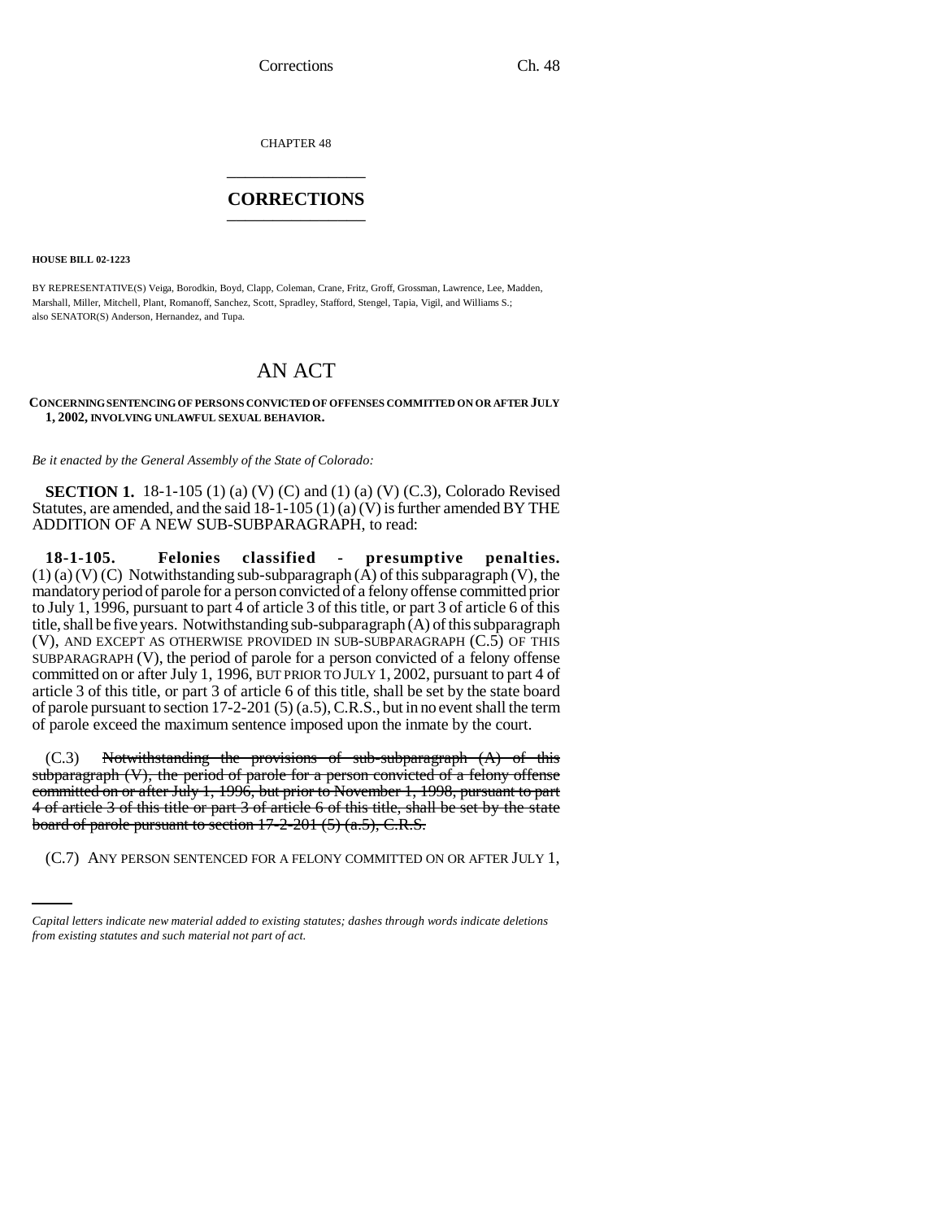CHAPTER 48

# CORRECTIONS

**HOUSE BILL 02-1223**

BY REPRESENTATIVE(S) Veiga, Borodkin, Boyd, Clapp, Coleman, Crane, Fritz, Groff, Grossman, Lawrence, Lee, Madden, Marshall, Miller, Mitchell, Plant, Romanoff, Sanchez, Scott, Spradley, Stafford, Stengel, Tapia, Vigil, and Williams S.; also SENATOR(S) Anderson, Hernandez, and Tupa.

## AN ACT

**CONCERNING SENTENCING OF PERSONS CONVICTED OF OFFENSES COMMITTED ON OR AFTER JULY 1, 2002, INVOLVING UNLAWFUL SEXUAL BEHAVIOR.**

*Be it enacted by the General Assembly of the State of Colorado:*

**SECTION 1.** 18-1-105 (1) (a) (V) (C) and (1) (a) (V) (C.3), Colorado Revised Statutes, are amended, and the said 18-1-105 (1) (a) (V) is further amended BY THE ADDITION OF A NEW SUB-SUBPARAGRAPH, to read:

**18-1-105. Felonies classified - presumptive penalties.** (1) (a) (V) (C) Notwithstanding sub-subparagraph (A) of this subparagraph (V), the mandatory period of parole for a person convicted of a felony offense committed prior to July 1, 1996, pursuant to part 4 of article 3 of this title, or part 3 of article 6 of this title, shall be five years. Notwithstanding sub-subparagraph (A) of this subparagraph (V), AND EXCEPT AS OTHERWISE PROVIDED IN SUB-SUBPARAGRAPH (C.5) OF THIS SUBPARAGRAPH (V), the period of parole for a person convicted of a felony offense committed on or after July 1, 1996, BUT PRIOR TO JULY 1, 2002, pursuant to part 4 of article 3 of this title, or part 3 of article 6 of this title, shall be set by the state board of parole pursuant to section 17-2-201 (5) (a.5), C.R.S., but in no event shall the term of parole exceed the maximum sentence imposed upon the inmate by the court.

(C.3) ~~Notwithstanding the provisions of sub-subparagraph (A) of this subparagraph (V), the period of parole for a person convicted of a felony offense committed on or after July 1, 1996, but prior to November 1, 1998, pursuant to part 4 of article 3 of this title or part 3 of article 6 of this title, shall be set by the state board of parole pursuant to section 17-2-201 (5) (a.5), C.R.S.~~

(C.7) ANY PERSON SENTENCED FOR A FELONY COMMITTED ON OR AFTER JULY 1,

*Capital letters indicate new material added to existing statutes; dashes through words indicate deletions from existing statutes and such material not part of act.*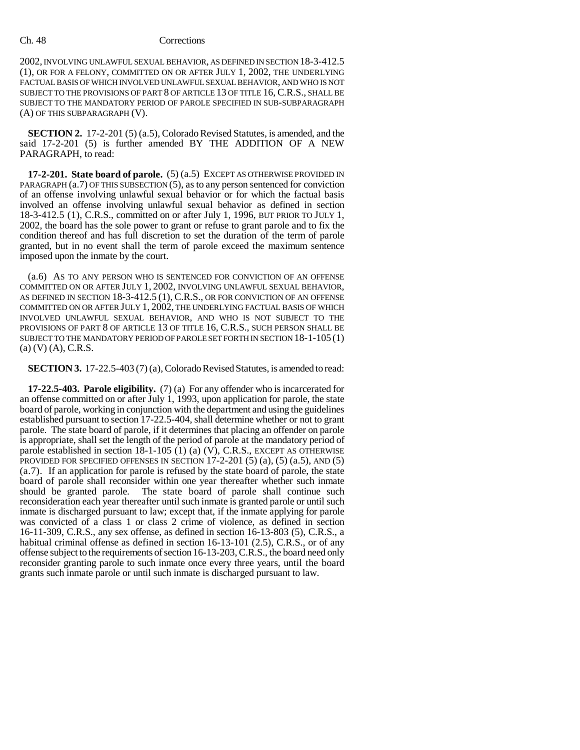2002, INVOLVING UNLAWFUL SEXUAL BEHAVIOR, AS DEFINED IN SECTION 18-3-412.5 (1), OR FOR A FELONY, COMMITTED ON OR AFTER JULY 1, 2002, THE UNDERLYING FACTUAL BASIS OF WHICH INVOLVED UNLAWFUL SEXUAL BEHAVIOR, AND WHO IS NOT SUBJECT TO THE PROVISIONS OF PART 8 OF ARTICLE 13 OF TITLE 16, C.R.S., SHALL BE SUBJECT TO THE MANDATORY PERIOD OF PAROLE SPECIFIED IN SUB-SUBPARAGRAPH (A) OF THIS SUBPARAGRAPH (V).

**SECTION 2.** 17-2-201 (5) (a.5), Colorado Revised Statutes, is amended, and the said 17-2-201 (5) is further amended BY THE ADDITION OF A NEW PARAGRAPH, to read:

**17-2-201. State board of parole.** (5) (a.5) EXCEPT AS OTHERWISE PROVIDED IN PARAGRAPH (a.7) OF THIS SUBSECTION (5), as to any person sentenced for conviction of an offense involving unlawful sexual behavior or for which the factual basis involved an offense involving unlawful sexual behavior as defined in section 18-3-412.5 (1), C.R.S., committed on or after July 1, 1996, BUT PRIOR TO JULY 1, 2002, the board has the sole power to grant or refuse to grant parole and to fix the condition thereof and has full discretion to set the duration of the term of parole granted, but in no event shall the term of parole exceed the maximum sentence imposed upon the inmate by the court.

(a.6) AS TO ANY PERSON WHO IS SENTENCED FOR CONVICTION OF AN OFFENSE COMMITTED ON OR AFTER JULY 1, 2002, INVOLVING UNLAWFUL SEXUAL BEHAVIOR, AS DEFINED IN SECTION 18-3-412.5 (1), C.R.S., OR FOR CONVICTION OF AN OFFENSE COMMITTED ON OR AFTER JULY 1, 2002, THE UNDERLYING FACTUAL BASIS OF WHICH INVOLVED UNLAWFUL SEXUAL BEHAVIOR, AND WHO IS NOT SUBJECT TO THE PROVISIONS OF PART 8 OF ARTICLE 13 OF TITLE 16, C.R.S., SUCH PERSON SHALL BE SUBJECT TO THE MANDATORY PERIOD OF PAROLE SET FORTH IN SECTION 18-1-105 (1) (a) (V) (A), C.R.S.

**SECTION 3.** 17-22.5-403 (7) (a), Colorado Revised Statutes, is amended to read:

**17-22.5-403. Parole eligibility.** (7) (a) For any offender who is incarcerated for an offense committed on or after July 1, 1993, upon application for parole, the state board of parole, working in conjunction with the department and using the guidelines established pursuant to section 17-22.5-404, shall determine whether or not to grant parole. The state board of parole, if it determines that placing an offender on parole is appropriate, shall set the length of the period of parole at the mandatory period of parole established in section 18-1-105 (1) (a) (V), C.R.S., EXCEPT AS OTHERWISE PROVIDED FOR SPECIFIED OFFENSES IN SECTION 17-2-201 (5) (a), (5) (a.5), AND (5) (a.7). If an application for parole is refused by the state board of parole, the state board of parole shall reconsider within one year thereafter whether such inmate should be granted parole. The state board of parole shall continue such reconsideration each year thereafter until such inmate is granted parole or until such inmate is discharged pursuant to law; except that, if the inmate applying for parole was convicted of a class 1 or class 2 crime of violence, as defined in section 16-11-309, C.R.S., any sex offense, as defined in section 16-13-803 (5), C.R.S., a habitual criminal offense as defined in section 16-13-101 (2.5), C.R.S., or of any offense subject to the requirements of section 16-13-203, C.R.S., the board need only reconsider granting parole to such inmate once every three years, until the board grants such inmate parole or until such inmate is discharged pursuant to law.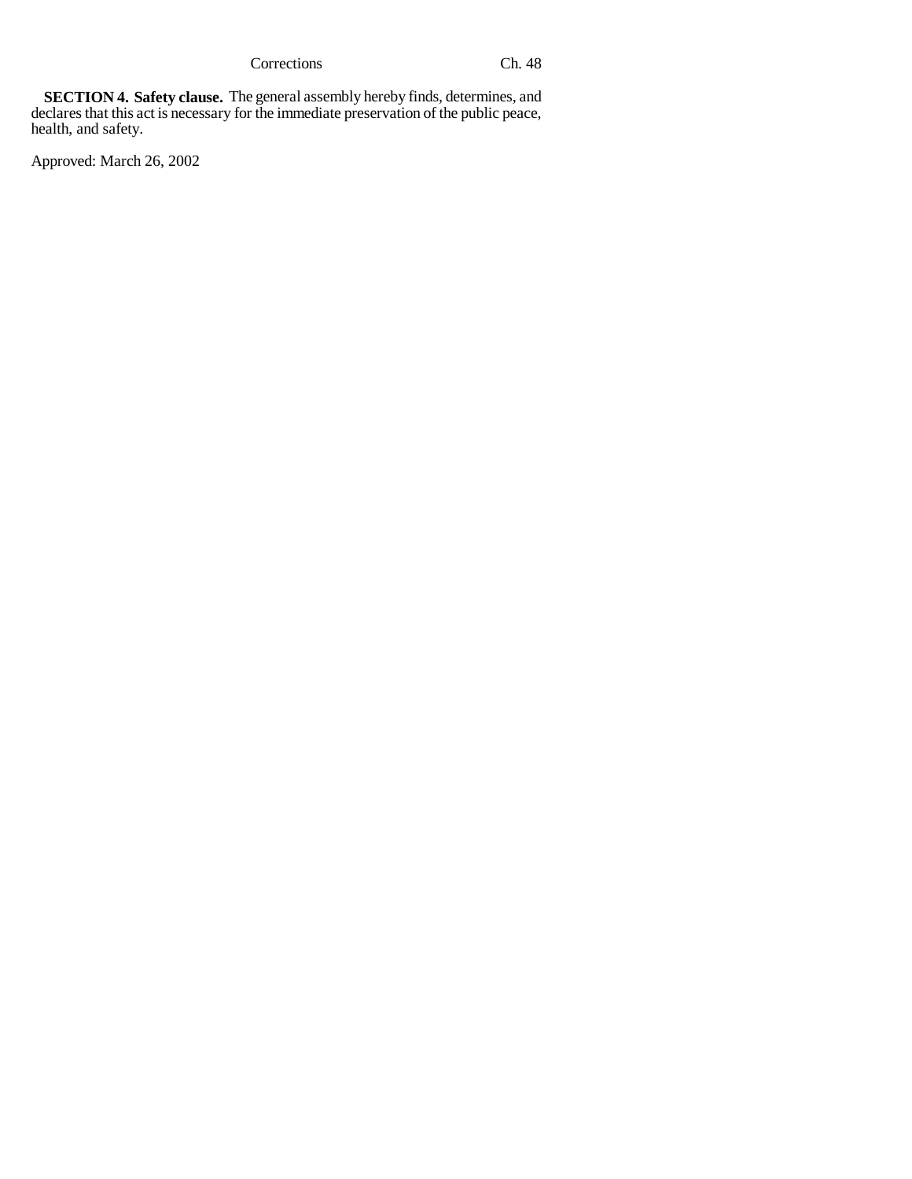**SECTION 4. Safety clause.** The general assembly hereby finds, determines, and declares that this act is necessary for the immediate preservation of the public peace, health, and safety.

Approved: March 26, 2002